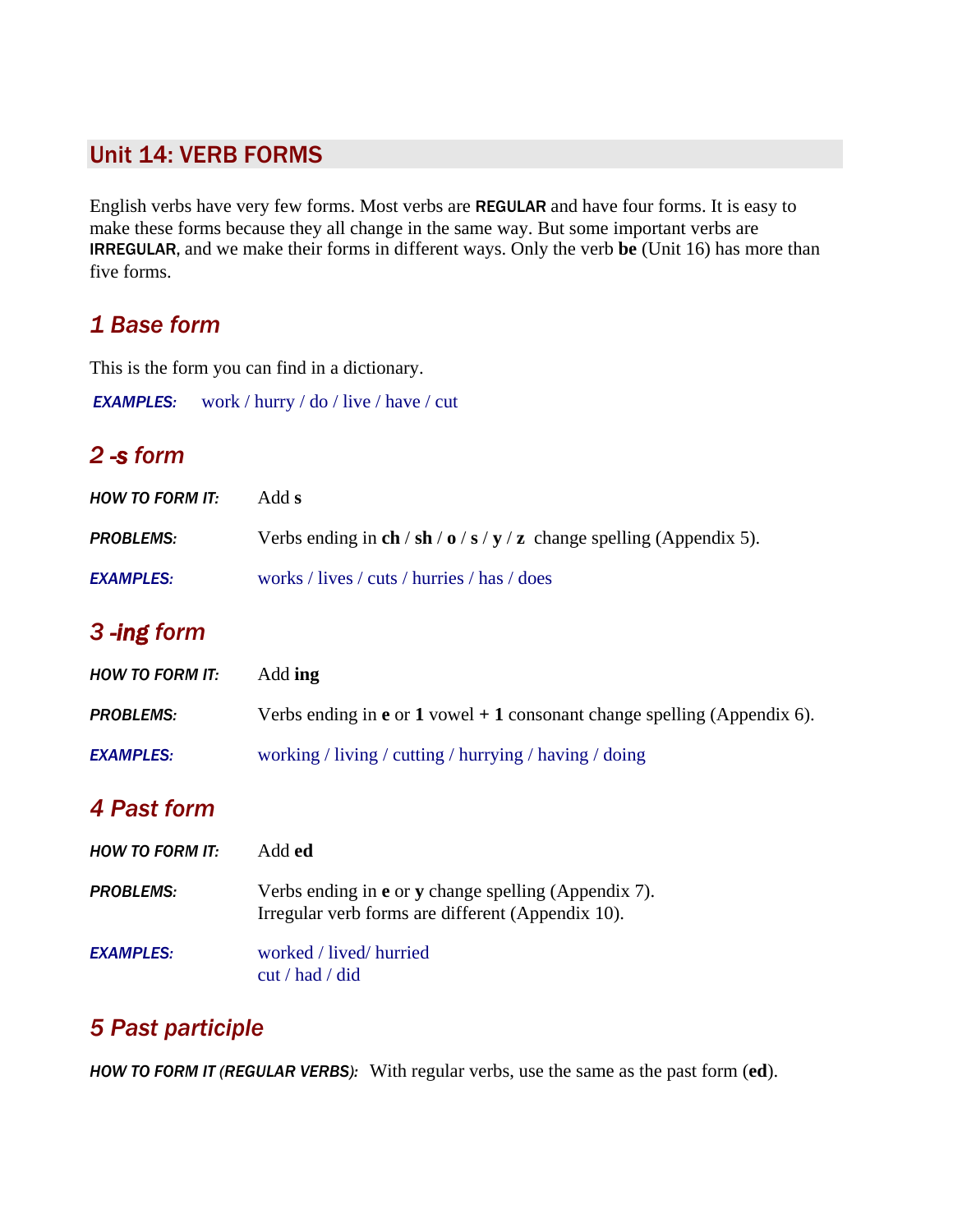## Unit 14: VERB FORMS

English verbs have very few forms. Most verbs are **REGULAR** and have four forms. It is easy to make these forms because they all change in the same way. But some important verbs are **IRREGULAR**, and we make their forms in different ways. Only the verb **be** (Unit 16) has more than five forms.

### *1 Base form*

This is the form you can find in a dictionary.

***EXAMPLES:*** work / hurry / do / live / have / cut

### *2 -s form*

***HOW TO FORM IT:*** Add **s**

***PROBLEMS:*** Verbs ending in **ch** / **sh** / **o** / **s** / **y** / **z** change spelling (Appendix 5).

***EXAMPLES:*** works / lives / cuts / hurries / has / does

### *3 -ing form*

***HOW TO FORM IT:*** Add **ing**

***PROBLEMS:*** Verbs ending in **e** or **1** vowel **+ 1** consonant change spelling (Appendix 6).

***EXAMPLES:*** working / living / cutting / hurrying / having / doing

### *4 Past form*

***HOW TO FORM IT:*** Add **ed**

***PROBLEMS:*** Verbs ending in **e** or **y** change spelling (Appendix 7).
Irregular verb forms are different (Appendix 10).

***EXAMPLES:*** worked / lived/ hurried
cut / had / did

### *5 Past participle*

***HOW TO FORM IT (REGULAR VERBS):*** With regular verbs, use the same as the past form (**ed**).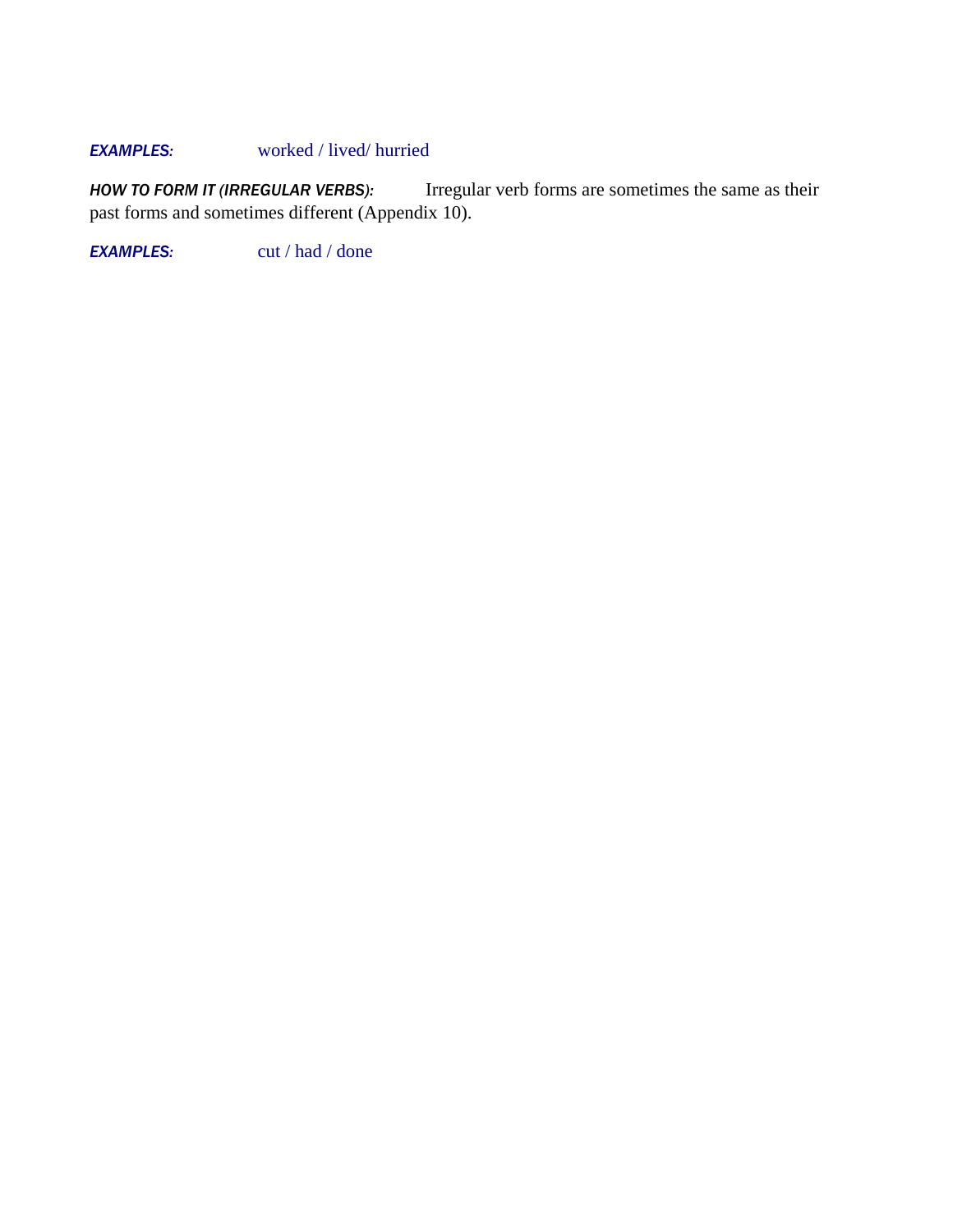***EXAMPLES:*** worked / lived/ hurried

***HOW TO FORM IT (IRREGULAR VERBS):*** Irregular verb forms are sometimes the same as their past forms and sometimes different (Appendix 10).

***EXAMPLES:*** cut / had / done